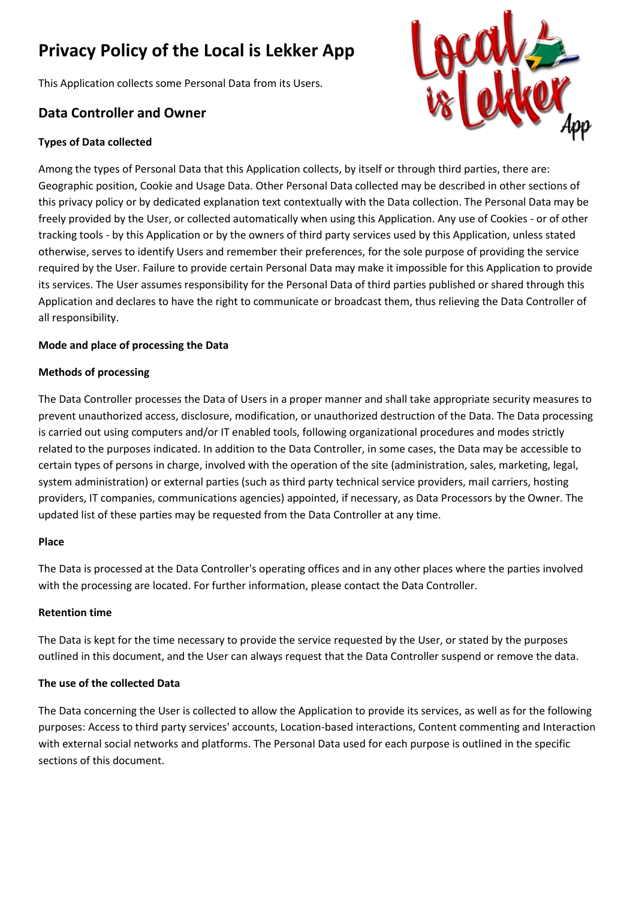# Privacy Policy of the Local is Lekker App

This Application collects some Personal Data from its Users.

## Data Controller and Owner

#### Types of Data collected

Among the types of Personal Data that this Application collects, by itself or through third parties, there are: Geographic position, Cookie and Usage Data. Other Personal Data collected may be described in other sections of this privacy policy or by dedicated explanation text contextually with the Data collection. The Personal Data may be freely provided by the User, or collected automatically when using this Application. Any use of Cookies - or of other tracking tools - by this Application or by the owners of third party services used by this Application, unless stated otherwise, serves to identify Users and remember their preferences, for the sole purpose of providing the service required by the User. Failure to provide certain Personal Data may make it impossible for this Application to provide its services. The User assumes responsibility for the Personal Data of third parties published or shared through this Application and declares to have the right to communicate or broadcast them, thus relieving the Data Controller of all responsibility.

#### Mode and place of processing the Data

#### Methods of processing

The Data Controller processes the Data of Users in a proper manner and shall take appropriate security measures to prevent unauthorized access, disclosure, modification, or unauthorized destruction of the Data. The Data processing is carried out using computers and/or IT enabled tools, following organizational procedures and modes strictly related to the purposes indicated. In addition to the Data Controller, in some cases, the Data may be accessible to certain types of persons in charge, involved with the operation of the site (administration, sales, marketing, legal, system administration) or external parties (such as third party technical service providers, mail carriers, hosting providers, IT companies, communications agencies) appointed, if necessary, as Data Processors by the Owner. The updated list of these parties may be requested from the Data Controller at any time.

#### Place

The Data is processed at the Data Controller's operating offices and in any other places where the parties involved with the processing are located. For further information, please contact the Data Controller.

#### Retention time

The Data is kept for the time necessary to provide the service requested by the User, or stated by the purposes outlined in this document, and the User can always request that the Data Controller suspend or remove the data.

#### The use of the collected Data

The Data concerning the User is collected to allow the Application to provide its services, as well as for the following purposes: Access to third party services' accounts, Location-based interactions, Content commenting and Interaction with external social networks and platforms. The Personal Data used for each purpose is outlined in the specific sections of this document.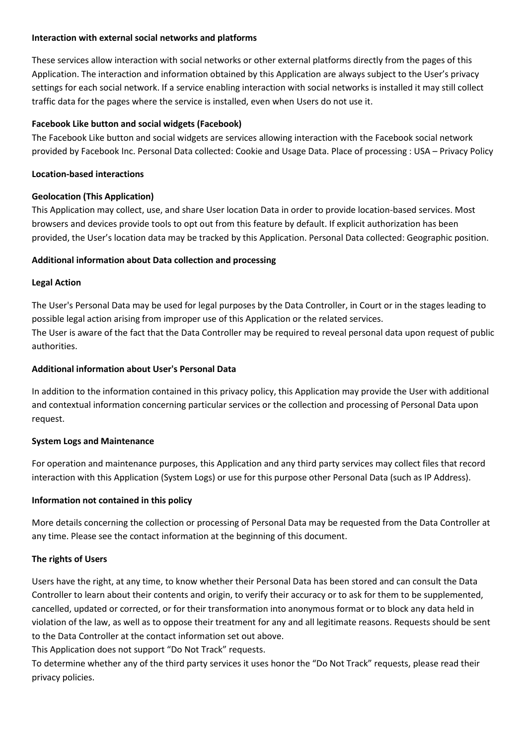**Interaction with external social networks and platforms**

These services allow interaction with social networks or other external platforms directly from the pages of this Application. The interaction and information obtained by this Application are always subject to the User's privacy settings for each social network. If a service enabling interaction with social networks is installed it may still collect traffic data for the pages where the service is installed, even when Users do not use it.

**Facebook Like button and social widgets (Facebook)**
The Facebook Like button and social widgets are services allowing interaction with the Facebook social network provided by Facebook Inc. Personal Data collected: Cookie and Usage Data. Place of processing : USA – Privacy Policy

**Location-based interactions**

**Geolocation (This Application)**
This Application may collect, use, and share User location Data in order to provide location-based services. Most browsers and devices provide tools to opt out from this feature by default. If explicit authorization has been provided, the User's location data may be tracked by this Application. Personal Data collected: Geographic position.

**Additional information about Data collection and processing**

**Legal Action**

The User's Personal Data may be used for legal purposes by the Data Controller, in Court or in the stages leading to possible legal action arising from improper use of this Application or the related services.
The User is aware of the fact that the Data Controller may be required to reveal personal data upon request of public authorities.

**Additional information about User's Personal Data**

In addition to the information contained in this privacy policy, this Application may provide the User with additional and contextual information concerning particular services or the collection and processing of Personal Data upon request.

**System Logs and Maintenance**

For operation and maintenance purposes, this Application and any third party services may collect files that record interaction with this Application (System Logs) or use for this purpose other Personal Data (such as IP Address).

**Information not contained in this policy**

More details concerning the collection or processing of Personal Data may be requested from the Data Controller at any time. Please see the contact information at the beginning of this document.

**The rights of Users**

Users have the right, at any time, to know whether their Personal Data has been stored and can consult the Data Controller to learn about their contents and origin, to verify their accuracy or to ask for them to be supplemented, cancelled, updated or corrected, or for their transformation into anonymous format or to block any data held in violation of the law, as well as to oppose their treatment for any and all legitimate reasons. Requests should be sent to the Data Controller at the contact information set out above.
This Application does not support "Do Not Track" requests.
To determine whether any of the third party services it uses honor the "Do Not Track" requests, please read their privacy policies.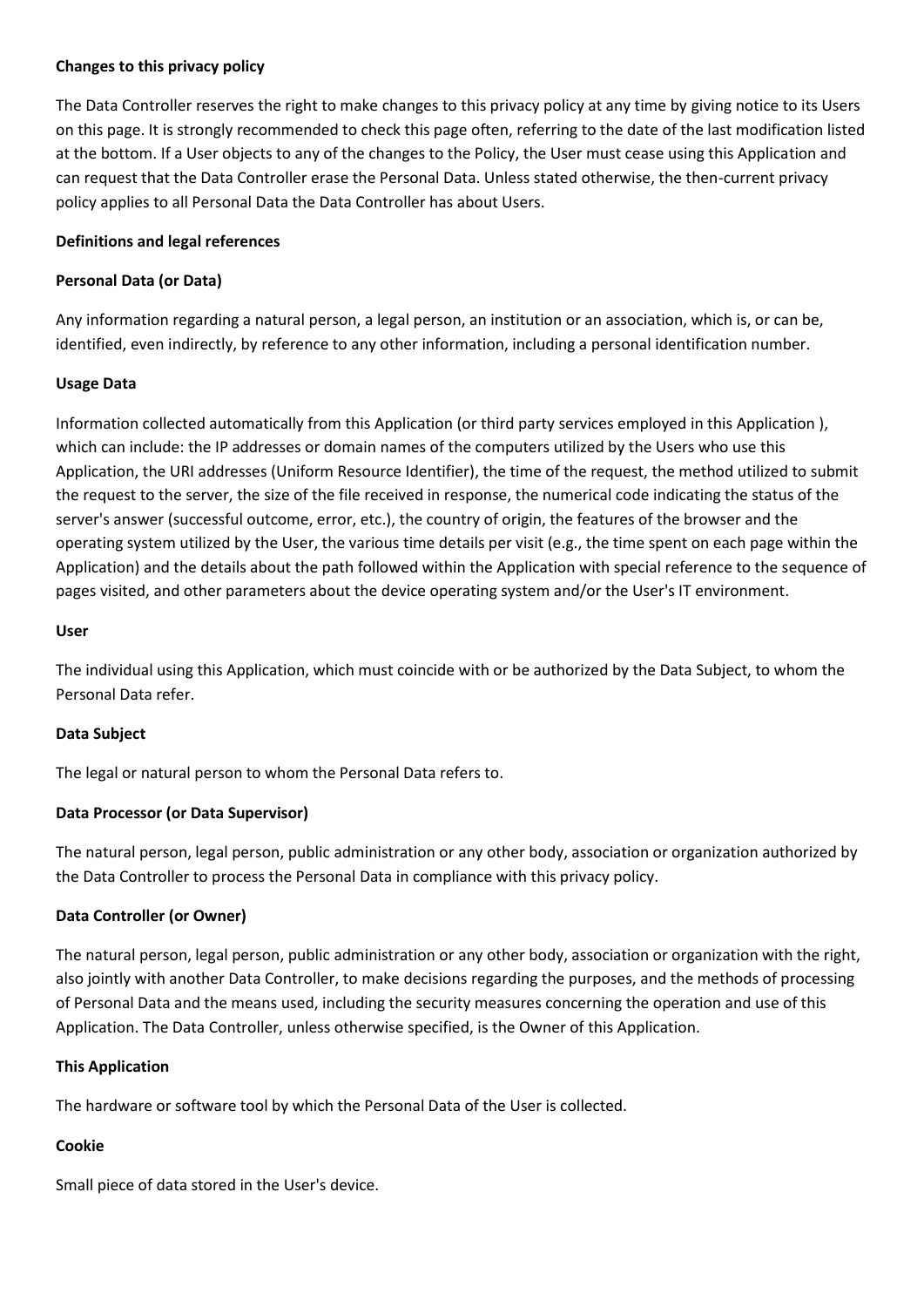**Changes to this privacy policy**

The Data Controller reserves the right to make changes to this privacy policy at any time by giving notice to its Users on this page. It is strongly recommended to check this page often, referring to the date of the last modification listed at the bottom. If a User objects to any of the changes to the Policy, the User must cease using this Application and can request that the Data Controller erase the Personal Data. Unless stated otherwise, the then-current privacy policy applies to all Personal Data the Data Controller has about Users.

**Definitions and legal references**

**Personal Data (or Data)**

Any information regarding a natural person, a legal person, an institution or an association, which is, or can be, identified, even indirectly, by reference to any other information, including a personal identification number.

**Usage Data**

Information collected automatically from this Application (or third party services employed in this Application ), which can include: the IP addresses or domain names of the computers utilized by the Users who use this Application, the URI addresses (Uniform Resource Identifier), the time of the request, the method utilized to submit the request to the server, the size of the file received in response, the numerical code indicating the status of the server's answer (successful outcome, error, etc.), the country of origin, the features of the browser and the operating system utilized by the User, the various time details per visit (e.g., the time spent on each page within the Application) and the details about the path followed within the Application with special reference to the sequence of pages visited, and other parameters about the device operating system and/or the User's IT environment.

**User**

The individual using this Application, which must coincide with or be authorized by the Data Subject, to whom the Personal Data refer.

**Data Subject**

The legal or natural person to whom the Personal Data refers to.

**Data Processor (or Data Supervisor)**

The natural person, legal person, public administration or any other body, association or organization authorized by the Data Controller to process the Personal Data in compliance with this privacy policy.

**Data Controller (or Owner)**

The natural person, legal person, public administration or any other body, association or organization with the right, also jointly with another Data Controller, to make decisions regarding the purposes, and the methods of processing of Personal Data and the means used, including the security measures concerning the operation and use of this Application. The Data Controller, unless otherwise specified, is the Owner of this Application.

**This Application**

The hardware or software tool by which the Personal Data of the User is collected.

**Cookie**

Small piece of data stored in the User's device.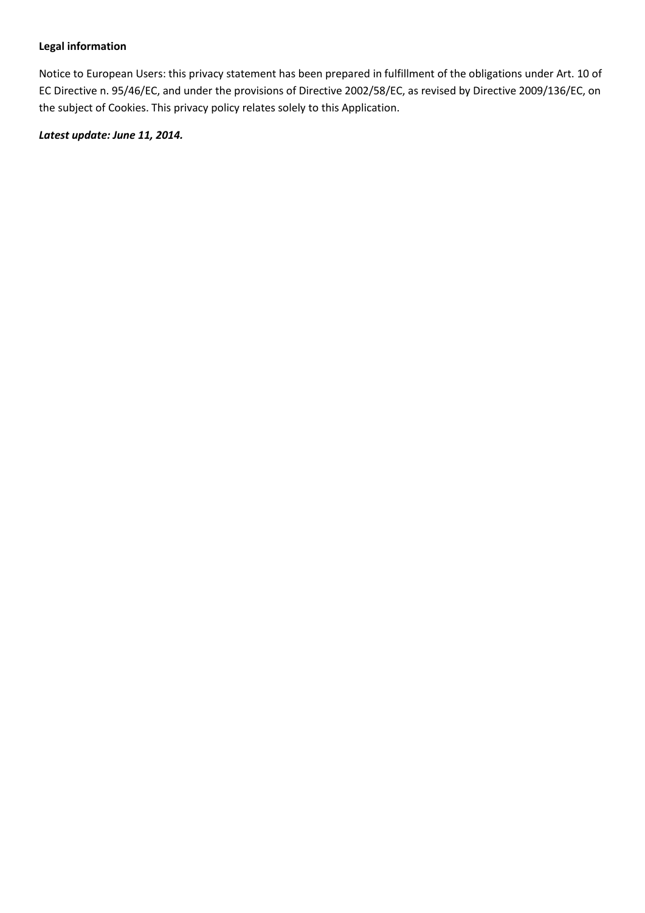**Legal information**

Notice to European Users: this privacy statement has been prepared in fulfillment of the obligations under Art. 10 of EC Directive n. 95/46/EC, and under the provisions of Directive 2002/58/EC, as revised by Directive 2009/136/EC, on the subject of Cookies. This privacy policy relates solely to this Application.

***Latest update: June 11, 2014.***